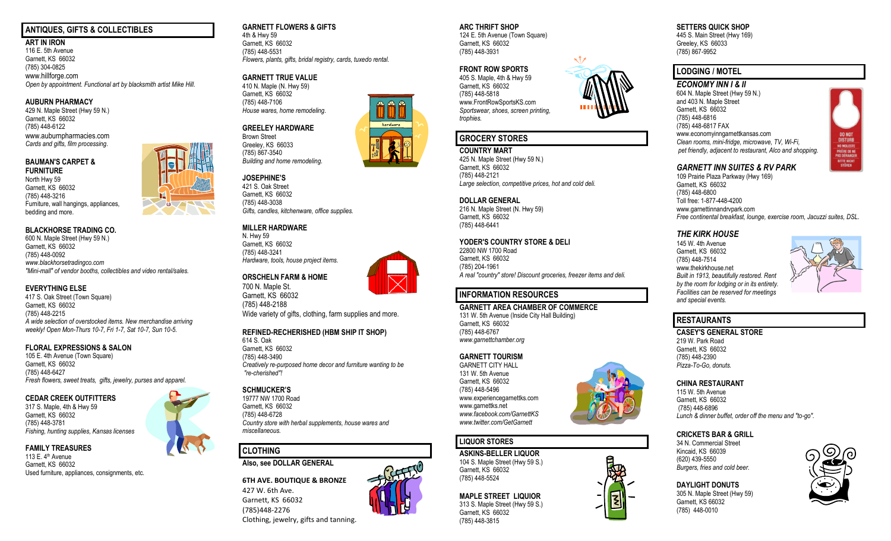## ANTIQUES, GIFTS & COLLECTIBLES

**ART IN IRON**
116 E. 5th Avenue
Garnett, KS 66032
(785) 304-0825
www.hillforge.com
*Open by appointment. Functional art by blacksmith artist Mike Hill.*

**AUBURN PHARMACY**
429 N. Maple Street (Hwy 59 N.)
Garnett, KS 66032
(785) 448-6122
www.auburnpharmacies.com
*Cards and gifts, film processing.*

**BAUMAN'S CARPET & FURNITURE**
North Hwy 59
Garnett, KS 66032
(785) 448-3216
Furniture, wall hangings, appliances, bedding and more.

**BLACKHORSE TRADING CO.**
600 N. Maple Street (Hwy 59 N.)
Garnett, KS 66032
(785) 448-0092
*www.blackhorsetradingco.com*
*"Mini-mall" of vendor booths, collectibles and video rental/sales.*

**EVERYTHING ELSE**
417 S. Oak Street (Town Square)
Garnett, KS 66032
(785) 448-2215
*A wide selection of overstocked items. New merchandise arriving weekly! Open Mon-Thurs 10-7, Fri 1-7, Sat 10-7, Sun 10-5.*

**FLORAL EXPRESSIONS & SALON**
105 E. 4th Avenue (Town Square)
Garnett, KS 66032
(785) 448-6427
*Fresh flowers, sweet treats, gifts, jewelry, purses and apparel.*

**CEDAR CREEK OUTFITTERS**
317 S. Maple, 4th & Hwy 59
Garnett, KS 66032
(785) 448-3781
*Fishing, hunting supplies, Kansas licenses*

**FAMILY TREASURES**
113 E. 4th Avenue
Garnett, KS 66032
Used furniture, appliances, consignments, etc.

**GARNETT FLOWERS & GIFTS**
4th & Hwy 59
Garnett, KS 66032
(785) 448-5531
*Flowers, plants, gifts, bridal registry, cards, tuxedo rental.*

**GARNETT TRUE VALUE**
410 N. Maple (N. Hwy 59)
Garnett, KS 66032
(785) 448-7106
*House wares, home remodeling.*

**GREELEY HARDWARE**
Brown Street
Greeley, KS 66033
(785) 867-3540
*Building and home remodeling.*

**JOSEPHINE'S**
421 S. Oak Street
Garnett, KS 66032
(785) 448-3038
*Gifts, candles, kitchenware, office supplies.*

**MILLER HARDWARE**
N. Hwy 59
Garnett, KS 66032
(785) 448-3241
*Hardware, tools, house project items.*

**ORSCHELN FARM & HOME**
700 N. Maple St.
Garnett, KS 66032
(785) 448-2188
Wide variety of gifts, clothing, farm supplies and more.

**REFINED-RECHERISHED (HBM SHIP IT SHOP)**
614 S. Oak
Garnett, KS 66032
(785) 448-3490
*Creatively re-purposed home decor and furniture wanting to be "re-cherished"!*

**SCHMUCKER'S**
19777 NW 1700 Road
Garnett, KS 66032
(785) 448-6728
*Country store with herbal supplements, house wares and miscellaneous.*

## CLOTHING

**Also, see DOLLAR GENERAL**

**6TH AVE. BOUTIQUE & BRONZE**
427 W. 6th Ave.
Garnett, KS 66032
(785)448-2276
Clothing, jewelry, gifts and tanning.

**ARC THRIFT SHOP**
124 E. 5th Avenue (Town Square)
Garnett, KS 66032
(785) 448-3931

**FRONT ROW SPORTS**
405 S. Maple, 4th & Hwy 59
Garnett, KS 66032
(785) 448-5818
www.FrontRowSportsKS.com
*Sportswear, shoes, screen printing, trophies.*

## GROCERY STORES

**COUNTRY MART**
425 N. Maple Street (Hwy 59 N.)
Garnett, KS 66032
(785) 448-2121
*Large selection, competitive prices, hot and cold deli.*

**DOLLAR GENERAL**
216 N. Maple Street (N. Hwy 59)
Garnett, KS 66032
(785) 448-6441

**YODER'S COUNTRY STORE & DELI**
22800 NW 1700 Road
Garnett, KS 66032
(785) 204-1961
*A real "country" store! Discount groceries, freezer items and deli.*

## INFORMATION RESOURCES

**GARNETT AREA CHAMBER OF COMMERCE**
131 W. 5th Avenue (Inside City Hall Building)
Garnett, KS 66032
(785) 448-6767
*www.garnettchamber.org*

**GARNETT TOURISM**
GARNETT CITY HALL
131 W. 5th Avenue
Garnett, KS 66032
(785) 448-5496
www.experiencegarnettks.com
www.garnettks.net
*www.facebook.com/GarnettKS*
*www.twitter.com/GetGarnett*

## LIQUOR STORES

**ASKINS-BELLER LIQUOR**
104 S. Maple Street (Hwy 59 S.)
Garnett, KS 66032
(785) 448-5524

**MAPLE STREET LIQUOR**
313 S. Maple Street (Hwy 59 S.)
Garnett, KS 66032
(785) 448-3815

**SETTERS QUICK SHOP**
445 S. Main Street (Hwy 169)
Greeley, KS 66033
(785) 867-9952

## LODGING / MOTEL

### *ECONOMY INN I & II*
604 N. Maple Street (Hwy 59 N.)
and 403 N. Maple Street
Garnett, KS 66032
(785) 448-6816
(785) 448-6817 FAX
www.economyinngarnettkansas.com
*Clean rooms, mini-fridge, microwave, TV, Wi-Fi, pet friendly, adjacent to restaurant, Alco and shopping.*

### *GARNETT INN SUITES & RV PARK*
109 Prairie Plaza Parkway (Hwy 169)
Garnett, KS 66032
(785) 448-6800
Toll free: 1-877-448-4200
www.garnettinnandrvpark.com
*Free continental breakfast, lounge, exercise room, Jacuzzi suites, DSL.*

### *THE KIRK HOUSE*
145 W. 4th Avenue
Garnett, KS 66032
(785) 448-7514
www.thekirkhouse.net
*Built in 1913, beautifully restored. Rent by the room for lodging or in its entirety. Facilities can be reserved for meetings and special events.*

## RESTAURANTS

**CASEY'S GENERAL STORE**
219 W. Park Road
Garnett, KS 66032
(785) 448-2390
*Pizza-To-Go, donuts.*

**CHINA RESTAURANT**
115 W. 5th Avenue
Garnett, KS 66032
(785) 448-6896
*Lunch & dinner buffet, order off the menu and "to-go".*

**CRICKETS BAR & GRILL**
34 N. Commercial Street
Kincaid, KS 66039
(620) 439-5550
*Burgers, fries and cold beer.*

**DAYLIGHT DONUTS**
305 N. Maple Street (Hwy 59)
Garnett, KS 66032
(785) 448-0010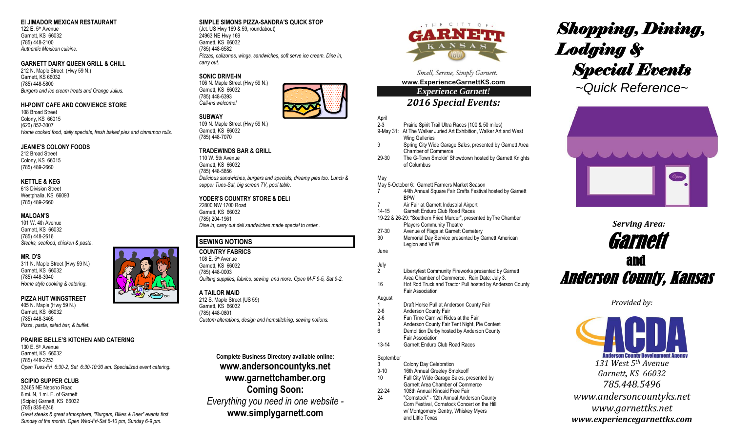**El JIMADOR MEXICAN RESTAURANT**
122 E. 5th Avenue
Garnett, KS 66032
(785) 448-2100
*Authentic Mexican cuisine.*

**GARNETT DAIRY QUEEN GRILL & CHILL**
212 N. Maple Street (Hwy 59 N.)
Garnett, KS 66032
(785) 448-5800
*Burgers and ice cream treats and Orange Julius.*

**HI-POINT CAFE AND CONVIENCE STORE**
108 Broad Street
Colony, KS 66015
(620) 852-3007
*Home cooked food, daily specials, fresh baked pies and cinnamon rolls.*

**JEANIE'S COLONY FOODS**
212 Broad Street
Colony, KS 66015
(785) 489-2660

**KETTLE & KEG**
613 Division Street
Westphalia, KS 66093
(785) 489-2660

**MALOAN'S**
101 W. 4th Avenue
Garnett, KS 66032
(785) 448-2616
*Steaks, seafood, chicken & pasta.*

**MR. D'S**
311 N. Maple Street (Hwy 59 N.)
Garnett, KS 66032
(785) 448-3040
*Home style cooking & catering.*

**PIZZA HUT WINGSTREET**
405 N. Maple (Hwy 59 N.)
Garnett, KS 66032
(785) 448-3465
*Pizza, pasta, salad bar, & buffet.*

**PRAIRIE BELLE'S KITCHEN AND CATERING**
130 E. 5th Avenue
Garnett, KS 66032
(785) 448-2253
*Open Tues-Fri 6:30-2, Sat 6:30-10:30 am. Specialized event catering.*

**SCIPIO SUPPER CLUB**
32465 NE Neosho Road
6 mi. N, 1 mi. E. of Garnett
(Scipio) Garnett, KS 66032
(785) 835-6246
*Great steaks & great atmosphere, "Burgers, Bikes & Beer" events first Sunday of the month. Open Wed-Fri-Sat 6-10 pm, Sunday 6-9 pm.*

**SIMPLE SIMONS PIZZA-SANDRA'S QUICK STOP**
(Jct. US Hwy 169 & 59, roundabout)
24963 NE Hwy 169
Garnett, KS 66032
(785) 448-6582
*Pizzas, calzones, wings, sandwiches, soft serve ice cream. Dine in, carry out.*

**SONIC DRIVE-IN**
106 N. Maple Street (Hwy 59 N.)
Garnett, KS 66032
(785) 448-6393
*Call-ins welcome!*

**SUBWAY**
109 N. Maple Street (Hwy 59 N.)
Garnett, KS 66032
(785) 448-7070

**TRADEWINDS BAR & GRILL**
110 W. 5th Avenue
Garnett, KS 66032
(785) 448-5856
*Delicious sandwiches, burgers and specials, dreamy pies too. Lunch & supper Tues-Sat, big screen TV, pool table.*

**YODER'S COUNTRY STORE & DELI**
22800 NW 1700 Road
Garnett, KS 66032
(785) 204-1961
*Dine in, carry out deli sandwiches made special to order..*

## SEWING NOTIONS

**COUNTRY FABRICS**
108 E. 5th Avenue
Garnett, KS 66032
(785) 448-0003
*Quilting supplies, fabrics, sewing and more. Open M-F 9-5, Sat 9-2.*

**A TAILOR MAID**
212 S. Maple Street (US 59)
Garnett, KS 66032
(785) 448-0801
*Custom alterations, design and hemstitching, sewing notions.*

**Complete Business Directory available online:**
**www.andersoncountyks.net**
**www.garnettchamber.org**
**Coming Soon:**
*Everything you need in one website -*
**www.simplygarnett.com**

THE CITY OF GARNETT KANSAS 1861

*Small, Serene, Simply Garnett.*
**www.ExperienceGarnettKS.com**
***Experience Garnett!***

## *2016 Special Events:*

April
2-3 Prairie Spirit Trail Ultra Races (100 & 50 miles)
9-May 31: At The Walker Juried Art Exhibition, Walker Art and West Wing Galleries
9 Spring City Wide Garage Sales, presented by Garnett Area Chamber of Commerce
29-30 The G-Town Smokin' Showdown hosted by Garnett Knights of Columbus

May
May 5-October 6: Garnett Farmers Market Season
7 44th Annual Square Fair Crafts Festival hosted by Garnett BPW
7 Air Fair at Garnett Industrial Airport
14-15 Garnett Enduro Club Road Races
19-22 & 26-29: "Southern Fried Murder", presented byThe Chamber Players Community Theatre
27-30 Avenue of Flags at Garnett Cemetery
30 Memorial Day Service presented by Garnett American Legion and VFW

June

July
2 Libertyfest Community Fireworks presented by Garnett Area Chamber of Commerce. Rain Date: July 3.
16 Hot Rod Truck and Tractor Pull hosted by Anderson County Fair Association

August
1 Draft Horse Pull at Anderson County Fair
2-6 Anderson County Fair
2-6 Fun Time Carnival Rides at the Fair
3 Anderson County Fair Tent Night, Pie Contest
6 Demolition Derby hosted by Anderson County Fair Association
13-14 Garnett Enduro Club Road Races

September
3 Colony Day Celebration
9-10 16th Annual Greeley Smokeoff
10 Fall City Wide Garage Sales, presented by Garnett Area Chamber of Commerce
22-24 108th Annual Kincaid Free Fair
24 "Cornstock" - 12th Annual Anderson County Corn Festival, Cornstock Concert on the Hill w/ Montgomery Gentry, Whiskey Myers and Little Texas

# *Shopping, Dining, Lodging & Special Events*

## *~Quick Reference~*

*Serving Area:*

# *Garnett* and *Anderson County, Kansas*

*Provided by:*

ACDA
Anderson County Development Agency
*131 West 5th Avenue*
*Garnett, KS 66032*
*785.448.5496*
*www.andersoncountyks.net*
*www.garnettks.net*
***www.experiencegarnettks.com***